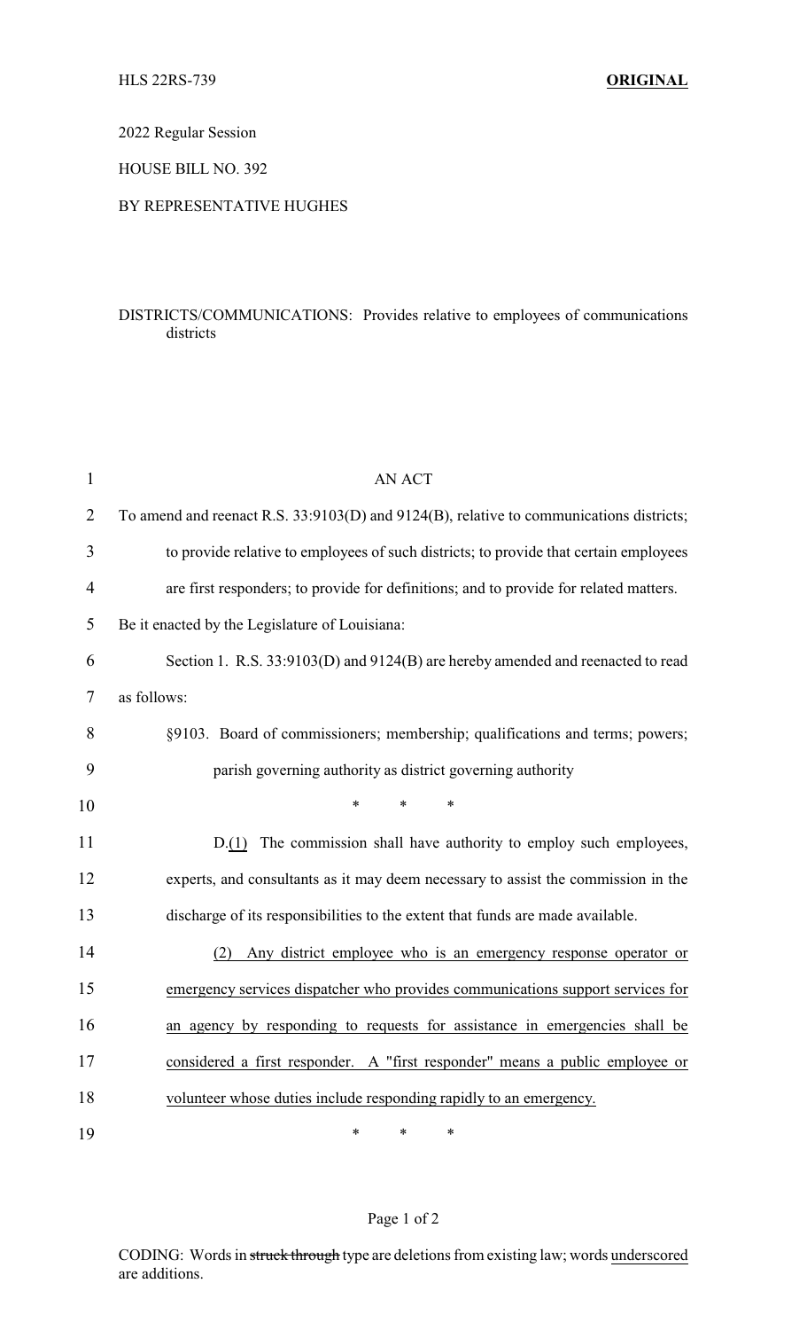HLS 22RS-739 **ORIGINAL**

2022 Regular Session

HOUSE BILL NO. 392

BY REPRESENTATIVE HUGHES

DISTRICTS/COMMUNICATIONS: Provides relative to employees of communications districts

AN ACT

To amend and reenact R.S. 33:9103(D) and 9124(B), relative to communications districts; to provide relative to employees of such districts; to provide that certain employees are first responders; to provide for definitions; and to provide for related matters.

Be it enacted by the Legislature of Louisiana:

Section 1. R.S. 33:9103(D) and 9124(B) are hereby amended and reenacted to read as follows:

§9103. Board of commissioners; membership; qualifications and terms; powers; parish governing authority as district governing authority

\* \* \*

D.<u>(1)</u> The commission shall have authority to employ such employees, experts, and consultants as it may deem necessary to assist the commission in the discharge of its responsibilities to the extent that funds are made available.

<u>(2) Any district employee who is an emergency response operator or emergency services dispatcher who provides communications support services for an agency by responding to requests for assistance in emergencies shall be considered a first responder. A "first responder" means a public employee or volunteer whose duties include responding rapidly to an emergency.</u>

\* \* \*

CODING: Words in ~~struck through~~ type are deletions from existing law; words <u>underscored</u> are additions.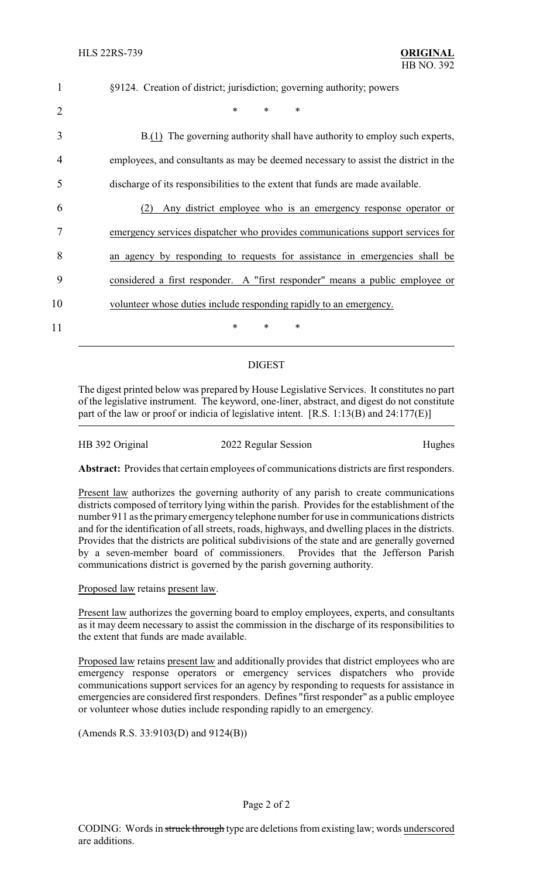§9124. Creation of district; jurisdiction; governing authority; powers

\* \* \*

B.(1) The governing authority shall have authority to employ such experts, employees, and consultants as may be deemed necessary to assist the district in the discharge of its responsibilities to the extent that funds are made available.

(2) Any district employee who is an emergency response operator or emergency services dispatcher who provides communications support services for an agency by responding to requests for assistance in emergencies shall be considered a first responder. A "first responder" means a public employee or volunteer whose duties include responding rapidly to an emergency.

\* \* \*

## DIGEST

The digest printed below was prepared by House Legislative Services. It constitutes no part of the legislative instrument. The keyword, one-liner, abstract, and digest do not constitute part of the law or proof or indicia of legislative intent. [R.S. 1:13(B) and 24:177(E)]

HB 392 Original — 2022 Regular Session — Hughes

**Abstract:** Provides that certain employees of communications districts are first responders.

Present law authorizes the governing authority of any parish to create communications districts composed of territory lying within the parish. Provides for the establishment of the number 911 as the primary emergency telephone number for use in communications districts and for the identification of all streets, roads, highways, and dwelling places in the districts. Provides that the districts are political subdivisions of the state and are generally governed by a seven-member board of commissioners. Provides that the Jefferson Parish communications district is governed by the parish governing authority.

Proposed law retains present law.

Present law authorizes the governing board to employ employees, experts, and consultants as it may deem necessary to assist the commission in the discharge of its responsibilities to the extent that funds are made available.

Proposed law retains present law and additionally provides that district employees who are emergency response operators or emergency services dispatchers who provide communications support services for an agency by responding to requests for assistance in emergencies are considered first responders. Defines "first responder" as a public employee or volunteer whose duties include responding rapidly to an emergency.

(Amends R.S. 33:9103(D) and 9124(B))

CODING: Words in ~~struck through~~ type are deletions from existing law; words underscored are additions.